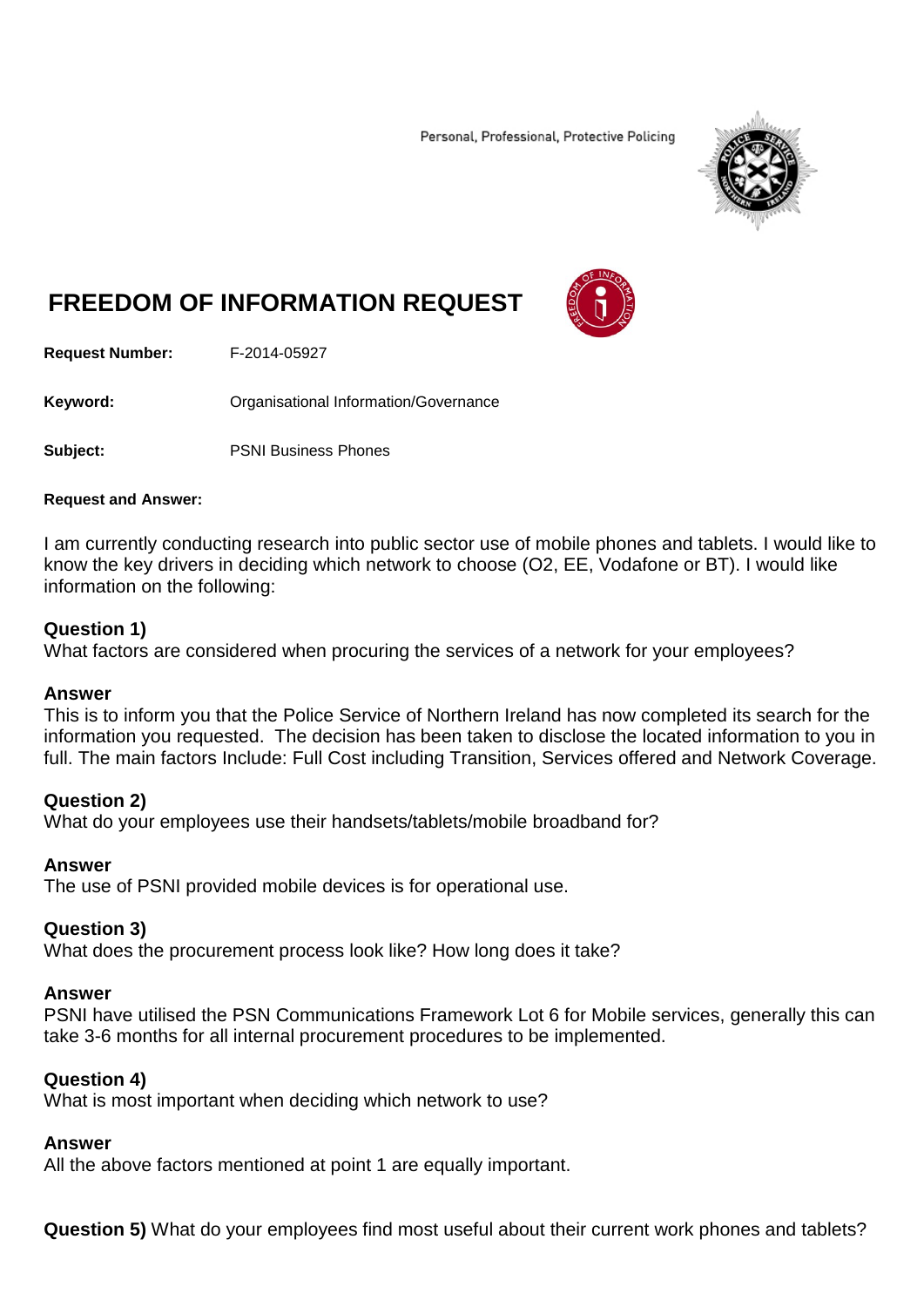Personal, Professional, Protective Policing

# FREEDOM OF INFORMATION REQUEST

**Request Number:** F-2014-05927

**Keyword:** Organisational Information/Governance

**Subject:** PSNI Business Phones

**Request and Answer:**

I am currently conducting research into public sector use of mobile phones and tablets. I would like to know the key drivers in deciding which network to choose (O2, EE, Vodafone or BT). I would like information on the following:

**Question 1)**
What factors are considered when procuring the services of a network for your employees?

**Answer**
This is to inform you that the Police Service of Northern Ireland has now completed its search for the information you requested. The decision has been taken to disclose the located information to you in full. The main factors Include: Full Cost including Transition, Services offered and Network Coverage.

**Question 2)**
What do your employees use their handsets/tablets/mobile broadband for?

**Answer**
The use of PSNI provided mobile devices is for operational use.

**Question 3)**
What does the procurement process look like? How long does it take?

**Answer**
PSNI have utilised the PSN Communications Framework Lot 6 for Mobile services, generally this can take 3-6 months for all internal procurement procedures to be implemented.

**Question 4)**
What is most important when deciding which network to use?

**Answer**
All the above factors mentioned at point 1 are equally important.

**Question 5)** What do your employees find most useful about their current work phones and tablets?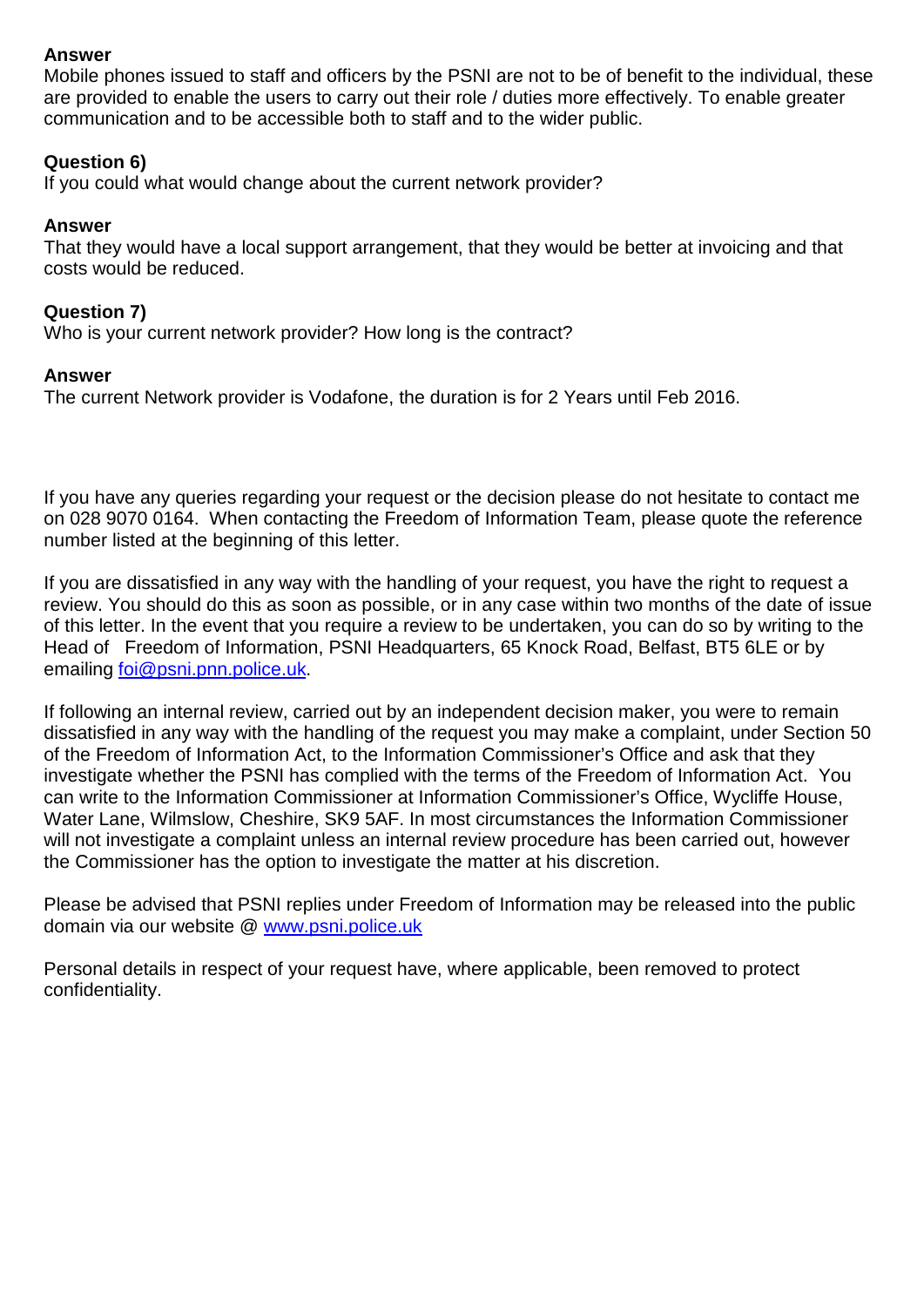**Answer**
Mobile phones issued to staff and officers by the PSNI are not to be of benefit to the individual, these are provided to enable the users to carry out their role / duties more effectively. To enable greater communication and to be accessible both to staff and to the wider public.

**Question 6)**
If you could what would change about the current network provider?

**Answer**
That they would have a local support arrangement, that they would be better at invoicing and that costs would be reduced.

**Question 7)**
Who is your current network provider? How long is the contract?

**Answer**
The current Network provider is Vodafone, the duration is for 2 Years until Feb 2016.

If you have any queries regarding your request or the decision please do not hesitate to contact me on 028 9070 0164. When contacting the Freedom of Information Team, please quote the reference number listed at the beginning of this letter.

If you are dissatisfied in any way with the handling of your request, you have the right to request a review. You should do this as soon as possible, or in any case within two months of the date of issue of this letter. In the event that you require a review to be undertaken, you can do so by writing to the Head of Freedom of Information, PSNI Headquarters, 65 Knock Road, Belfast, BT5 6LE or by emailing foi@psni.pnn.police.uk.

If following an internal review, carried out by an independent decision maker, you were to remain dissatisfied in any way with the handling of the request you may make a complaint, under Section 50 of the Freedom of Information Act, to the Information Commissioner's Office and ask that they investigate whether the PSNI has complied with the terms of the Freedom of Information Act. You can write to the Information Commissioner at Information Commissioner's Office, Wycliffe House, Water Lane, Wilmslow, Cheshire, SK9 5AF. In most circumstances the Information Commissioner will not investigate a complaint unless an internal review procedure has been carried out, however the Commissioner has the option to investigate the matter at his discretion.

Please be advised that PSNI replies under Freedom of Information may be released into the public domain via our website @ www.psni.police.uk

Personal details in respect of your request have, where applicable, been removed to protect confidentiality.